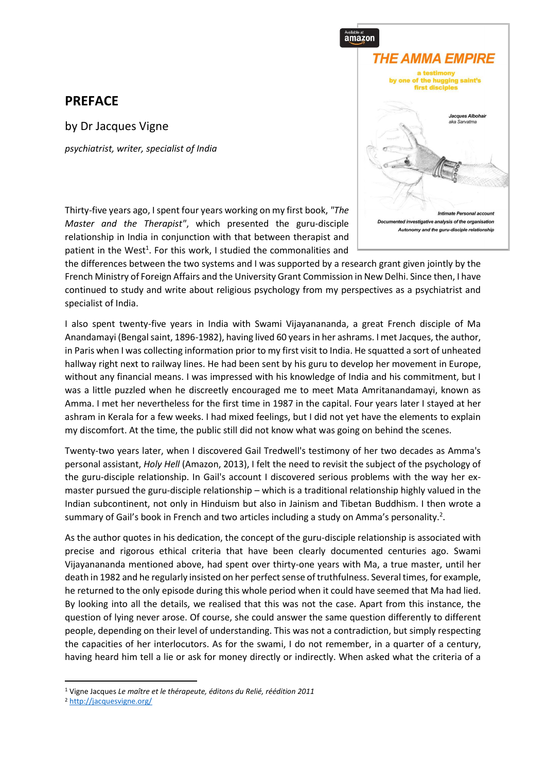## PREFACE

by Dr Jacques Vigne

*psychiatrist, writer, specialist of India*

Thirty-five years ago, I spent four years working on my first book, *"The Master and the Therapist"*, which presented the guru-disciple relationship in India in conjunction with that between therapist and patient in the West[1]. For this work, I studied the commonalities and the differences between the two systems and I was supported by a research grant given jointly by the French Ministry of Foreign Affairs and the University Grant Commission in New Delhi. Since then, I have continued to study and write about religious psychology from my perspectives as a psychiatrist and specialist of India.

I also spent twenty-five years in India with Swami Vijayananda, a great French disciple of Ma Anandamayi (Bengal saint, 1896-1982), having lived 60 years in her ashrams. I met Jacques, the author, in Paris when I was collecting information prior to my first visit to India. He squatted a sort of unheated hallway right next to railway lines. He had been sent by his guru to develop her movement in Europe, without any financial means. I was impressed with his knowledge of India and his commitment, but I was a little puzzled when he discreetly encouraged me to meet Mata Amritanandamayi, known as Amma. I met her nevertheless for the first time in 1987 in the capital. Four years later I stayed at her ashram in Kerala for a few weeks. I had mixed feelings, but I did not yet have the elements to explain my discomfort. At the time, the public still did not know what was going on behind the scenes.

Twenty-two years later, when I discovered Gail Tredwell's testimony of her two decades as Amma's personal assistant, *Holy Hell* (Amazon, 2013), I felt the need to revisit the subject of the psychology of the guru-disciple relationship. In Gail's account I discovered serious problems with the way her ex-master pursued the guru-disciple relationship – which is a traditional relationship highly valued in the Indian subcontinent, not only in Hinduism but also in Jainism and Tibetan Buddhism. I then wrote a summary of Gail's book in French and two articles including a study on Amma's personality.[2].

As the author quotes in his dedication, the concept of the guru-disciple relationship is associated with precise and rigorous ethical criteria that have been clearly documented centuries ago. Swami Vijayananda mentioned above, had spent over thirty-one years with Ma, a true master, until her death in 1982 and he regularly insisted on her perfect sense of truthfulness. Several times, for example, he returned to the only episode during this whole period when it could have seemed that Ma had lied. By looking into all the details, we realised that this was not the case. Apart from this instance, the question of lying never arose. Of course, she could answer the same question differently to different people, depending on their level of understanding. This was not a contradiction, but simply respecting the capacities of her interlocutors. As for the swami, I do not remember, in a quarter of a century, having heard him tell a lie or ask for money directly or indirectly. When asked what the criteria of a

---

[1] Vigne Jacques *Le maître et le thérapeute, éditons du Relié, réédition 2011*

[2] http://jacquesvigne.org/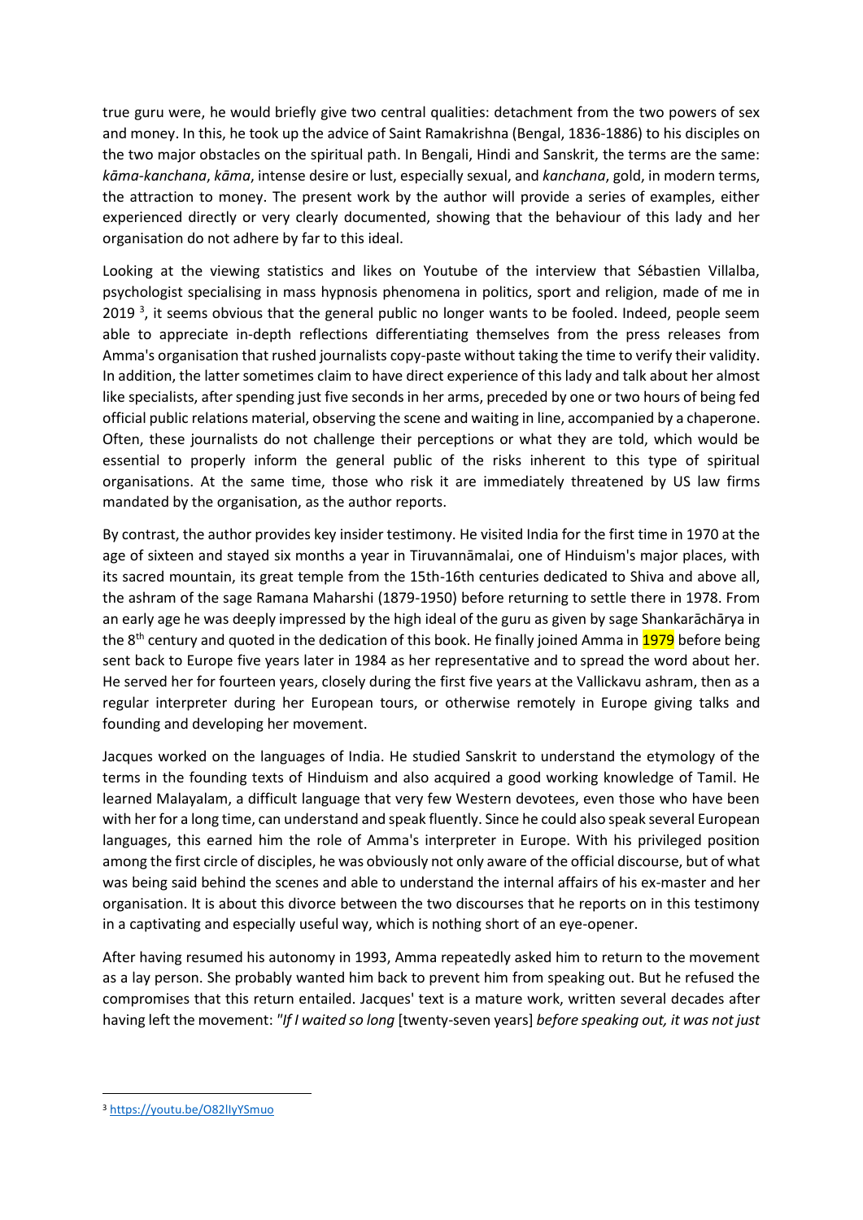true guru were, he would briefly give two central qualities: detachment from the two powers of sex and money. In this, he took up the advice of Saint Ramakrishna (Bengal, 1836-1886) to his disciples on the two major obstacles on the spiritual path. In Bengali, Hindi and Sanskrit, the terms are the same: *kāma-kanchana*, *kāma*, intense desire or lust, especially sexual, and *kanchana*, gold, in modern terms, the attraction to money. The present work by the author will provide a series of examples, either experienced directly or very clearly documented, showing that the behaviour of this lady and her organisation do not adhere by far to this ideal.

Looking at the viewing statistics and likes on Youtube of the interview that Sébastien Villalba, psychologist specialising in mass hypnosis phenomena in politics, sport and religion, made of me in 2019 [3], it seems obvious that the general public no longer wants to be fooled. Indeed, people seem able to appreciate in-depth reflections differentiating themselves from the press releases from Amma's organisation that rushed journalists copy-paste without taking the time to verify their validity. In addition, the latter sometimes claim to have direct experience of this lady and talk about her almost like specialists, after spending just five seconds in her arms, preceded by one or two hours of being fed official public relations material, observing the scene and waiting in line, accompanied by a chaperone. Often, these journalists do not challenge their perceptions or what they are told, which would be essential to properly inform the general public of the risks inherent to this type of spiritual organisations. At the same time, those who risk it are immediately threatened by US law firms mandated by the organisation, as the author reports.

By contrast, the author provides key insider testimony. He visited India for the first time in 1970 at the age of sixteen and stayed six months a year in Tiruvannāmalai, one of Hinduism's major places, with its sacred mountain, its great temple from the 15th-16th centuries dedicated to Shiva and above all, the ashram of the sage Ramana Maharshi (1879-1950) before returning to settle there in 1978. From an early age he was deeply impressed by the high ideal of the guru as given by sage Shankarāchārya in the 8th century and quoted in the dedication of this book. He finally joined Amma in 1979 before being sent back to Europe five years later in 1984 as her representative and to spread the word about her. He served her for fourteen years, closely during the first five years at the Vallickavu ashram, then as a regular interpreter during her European tours, or otherwise remotely in Europe giving talks and founding and developing her movement.

Jacques worked on the languages of India. He studied Sanskrit to understand the etymology of the terms in the founding texts of Hinduism and also acquired a good working knowledge of Tamil. He learned Malayalam, a difficult language that very few Western devotees, even those who have been with her for a long time, can understand and speak fluently. Since he could also speak several European languages, this earned him the role of Amma's interpreter in Europe. With his privileged position among the first circle of disciples, he was obviously not only aware of the official discourse, but of what was being said behind the scenes and able to understand the internal affairs of his ex-master and her organisation. It is about this divorce between the two discourses that he reports on in this testimony in a captivating and especially useful way, which is nothing short of an eye-opener.

After having resumed his autonomy in 1993, Amma repeatedly asked him to return to the movement as a lay person. She probably wanted him back to prevent him from speaking out. But he refused the compromises that this return entailed. Jacques' text is a mature work, written several decades after having left the movement: *"If I waited so long* [twenty-seven years] *before speaking out, it was not just*

[3] https://youtu.be/O82IlyYSmuo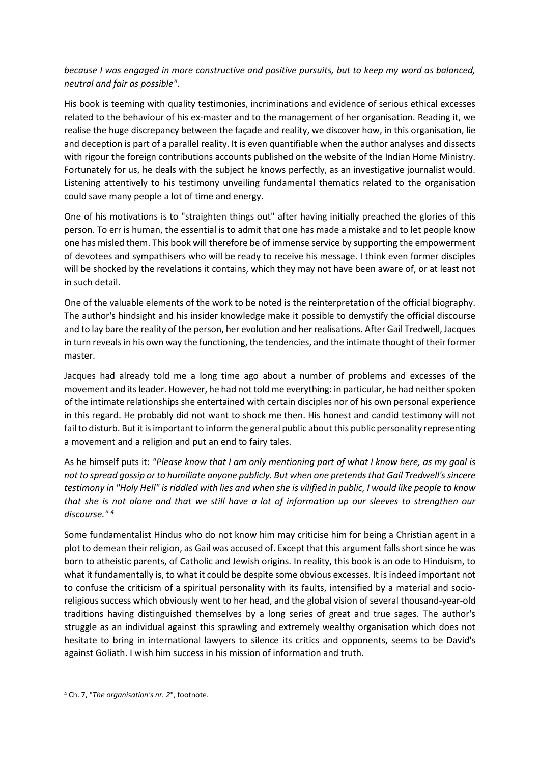*because I was engaged in more constructive and positive pursuits, but to keep my word as balanced, neutral and fair as possible"*.

His book is teeming with quality testimonies, incriminations and evidence of serious ethical excesses related to the behaviour of his ex-master and to the management of her organisation. Reading it, we realise the huge discrepancy between the façade and reality, we discover how, in this organisation, lie and deception is part of a parallel reality. It is even quantifiable when the author analyses and dissects with rigour the foreign contributions accounts published on the website of the Indian Home Ministry. Fortunately for us, he deals with the subject he knows perfectly, as an investigative journalist would. Listening attentively to his testimony unveiling fundamental thematics related to the organisation could save many people a lot of time and energy.

One of his motivations is to "straighten things out" after having initially preached the glories of this person. To err is human, the essential is to admit that one has made a mistake and to let people know one has misled them. This book will therefore be of immense service by supporting the empowerment of devotees and sympathisers who will be ready to receive his message. I think even former disciples will be shocked by the revelations it contains, which they may not have been aware of, or at least not in such detail.

One of the valuable elements of the work to be noted is the reinterpretation of the official biography. The author's hindsight and his insider knowledge make it possible to demystify the official discourse and to lay bare the reality of the person, her evolution and her realisations. After Gail Tredwell, Jacques in turn reveals in his own way the functioning, the tendencies, and the intimate thought of their former master.

Jacques had already told me a long time ago about a number of problems and excesses of the movement and its leader. However, he had not told me everything: in particular, he had neither spoken of the intimate relationships she entertained with certain disciples nor of his own personal experience in this regard. He probably did not want to shock me then. His honest and candid testimony will not fail to disturb. But it is important to inform the general public about this public personality representing a movement and a religion and put an end to fairy tales.

As he himself puts it: *"Please know that I am only mentioning part of what I know here, as my goal is not to spread gossip or to humiliate anyone publicly. But when one pretends that Gail Tredwell's sincere testimony in "Holy Hell" is riddled with lies and when she is vilified in public, I would like people to know that she is not alone and that we still have a lot of information up our sleeves to strengthen our discourse."* [4]

Some fundamentalist Hindus who do not know him may criticise him for being a Christian agent in a plot to demean their religion, as Gail was accused of. Except that this argument falls short since he was born to atheistic parents, of Catholic and Jewish origins. In reality, this book is an ode to Hinduism, to what it fundamentally is, to what it could be despite some obvious excesses. It is indeed important not to confuse the criticism of a spiritual personality with its faults, intensified by a material and socio-religious success which obviously went to her head, and the global vision of several thousand-year-old traditions having distinguished themselves by a long series of great and true sages. The author's struggle as an individual against this sprawling and extremely wealthy organisation which does not hesitate to bring in international lawyers to silence its critics and opponents, seems to be David's against Goliath. I wish him success in his mission of information and truth.

---

[4] Ch. 7, "*The organisation's nr. 2*", footnote.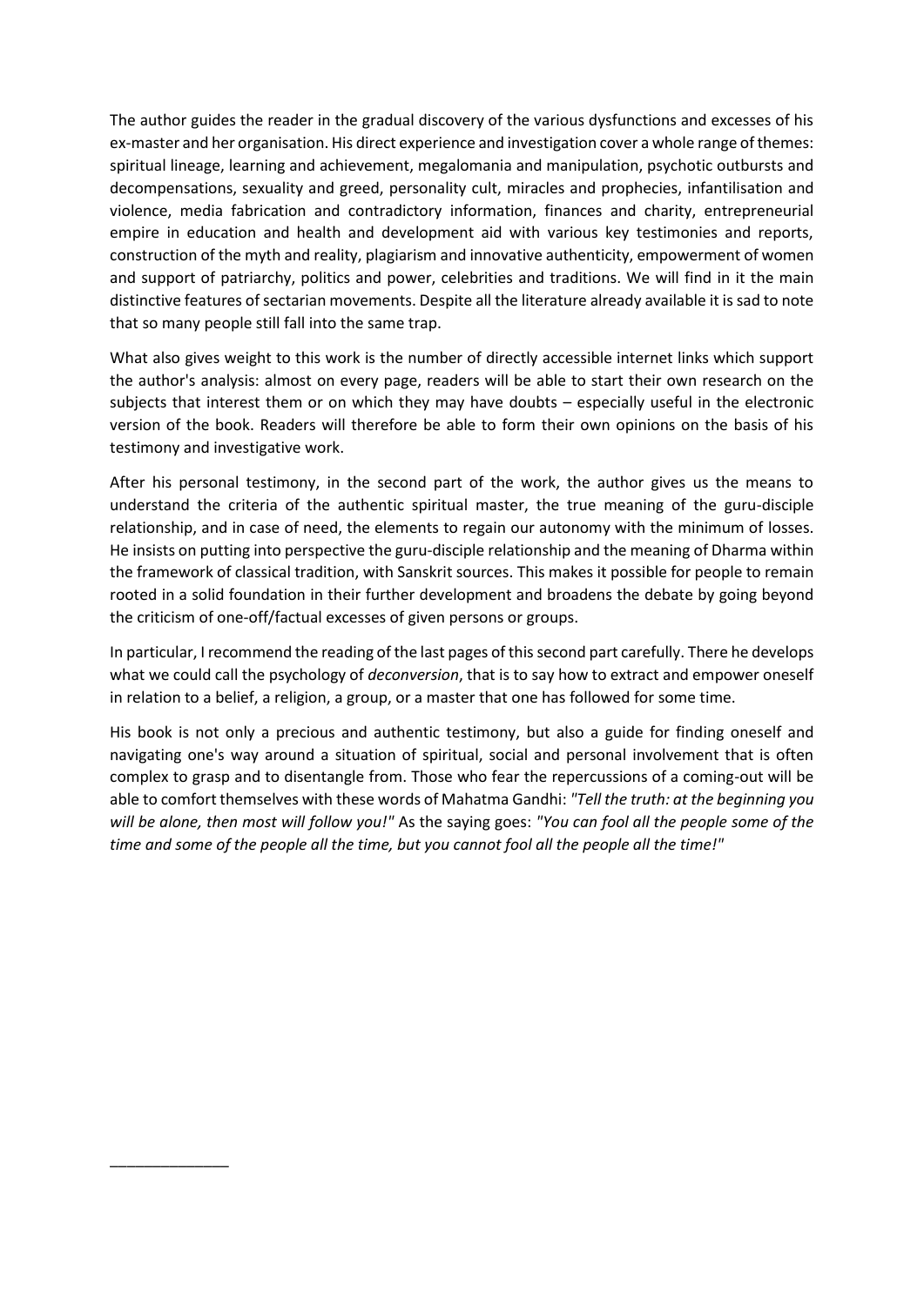The author guides the reader in the gradual discovery of the various dysfunctions and excesses of his ex-master and her organisation. His direct experience and investigation cover a whole range of themes: spiritual lineage, learning and achievement, megalomania and manipulation, psychotic outbursts and decompensations, sexuality and greed, personality cult, miracles and prophecies, infantilisation and violence, media fabrication and contradictory information, finances and charity, entrepreneurial empire in education and health and development aid with various key testimonies and reports, construction of the myth and reality, plagiarism and innovative authenticity, empowerment of women and support of patriarchy, politics and power, celebrities and traditions. We will find in it the main distinctive features of sectarian movements. Despite all the literature already available it is sad to note that so many people still fall into the same trap.

What also gives weight to this work is the number of directly accessible internet links which support the author's analysis: almost on every page, readers will be able to start their own research on the subjects that interest them or on which they may have doubts – especially useful in the electronic version of the book. Readers will therefore be able to form their own opinions on the basis of his testimony and investigative work.

After his personal testimony, in the second part of the work, the author gives us the means to understand the criteria of the authentic spiritual master, the true meaning of the guru-disciple relationship, and in case of need, the elements to regain our autonomy with the minimum of losses. He insists on putting into perspective the guru-disciple relationship and the meaning of Dharma within the framework of classical tradition, with Sanskrit sources. This makes it possible for people to remain rooted in a solid foundation in their further development and broadens the debate by going beyond the criticism of one-off/factual excesses of given persons or groups.

In particular, I recommend the reading of the last pages of this second part carefully. There he develops what we could call the psychology of *deconversion*, that is to say how to extract and empower oneself in relation to a belief, a religion, a group, or a master that one has followed for some time.

His book is not only a precious and authentic testimony, but also a guide for finding oneself and navigating one's way around a situation of spiritual, social and personal involvement that is often complex to grasp and to disentangle from. Those who fear the repercussions of a coming-out will be able to comfort themselves with these words of Mahatma Gandhi: *"Tell the truth: at the beginning you will be alone, then most will follow you!"* As the saying goes: *"You can fool all the people some of the time and some of the people all the time, but you cannot fool all the people all the time!"*

______________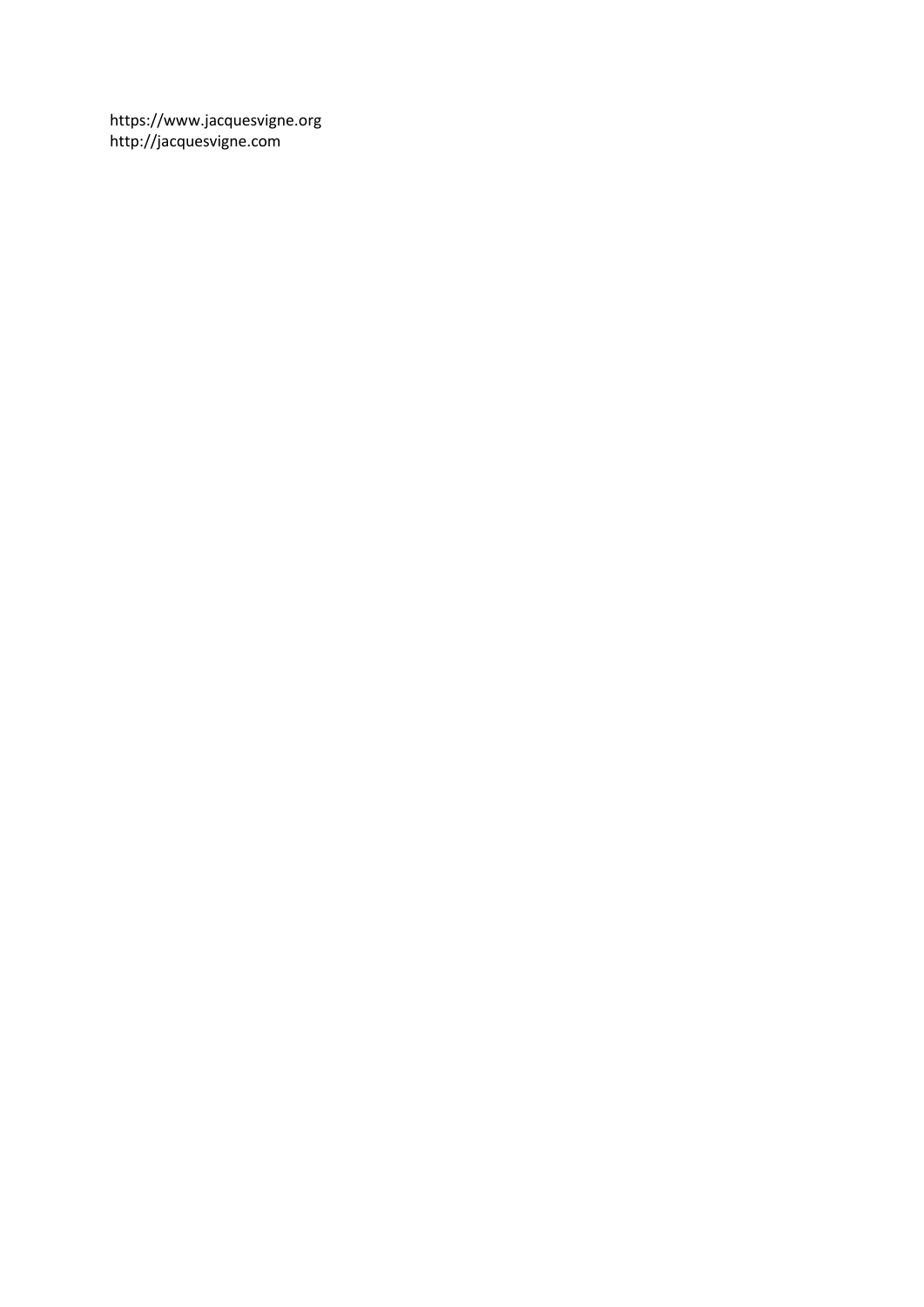https://www.jacquesvigne.org
http://jacquesvigne.com